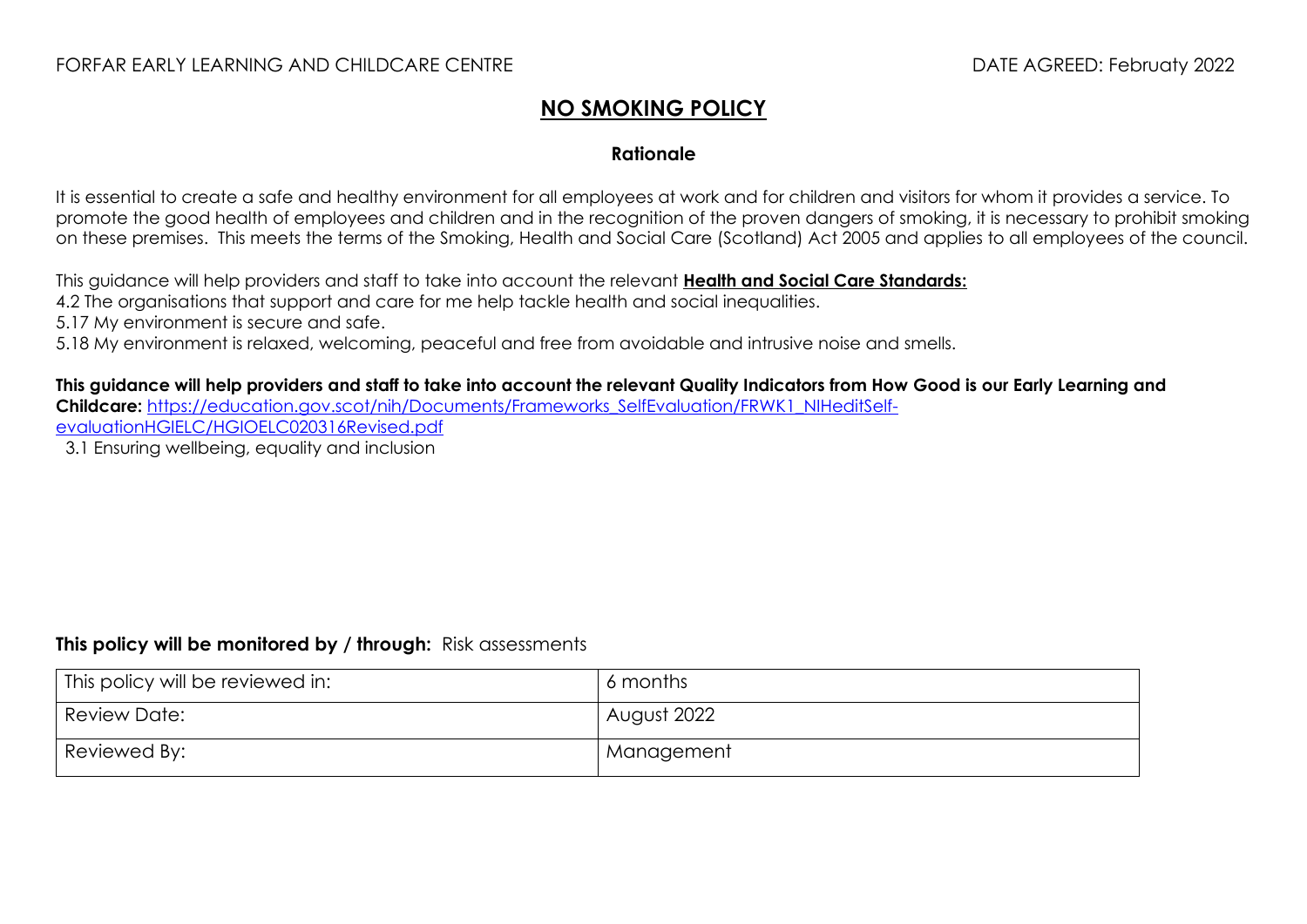FORFAR EARLY LEARNING AND CHILDCARE CENTRE DATE AGREED: Februaty 2022

# NO SMOKING POLICY

**Rationale**

It is essential to create a safe and healthy environment for all employees at work and for children and visitors for whom it provides a service. To promote the good health of employees and children and in the recognition of the proven dangers of smoking, it is necessary to prohibit smoking on these premises. This meets the terms of the Smoking, Health and Social Care (Scotland) Act 2005 and applies to all employees of the council.

This guidance will help providers and staff to take into account the relevant **Health and Social Care Standards:**

4.2 The organisations that support and care for me help tackle health and social inequalities.

5.17 My environment is secure and safe.

5.18 My environment is relaxed, welcoming, peaceful and free from avoidable and intrusive noise and smells.

**This guidance will help providers and staff to take into account the relevant Quality Indicators from How Good is our Early Learning and Childcare:** https://education.gov.scot/nih/Documents/Frameworks_SelfEvaluation/FRWK1_NIHeditSelf-evaluationHGIELC/HGIOELC020316Revised.pdf

3.1 Ensuring wellbeing, equality and inclusion

**This policy will be monitored by / through:** Risk assessments

| This policy will be reviewed in: | 6 months |
|---|---|
| Review Date: | August 2022 |
| Reviewed By: | Management |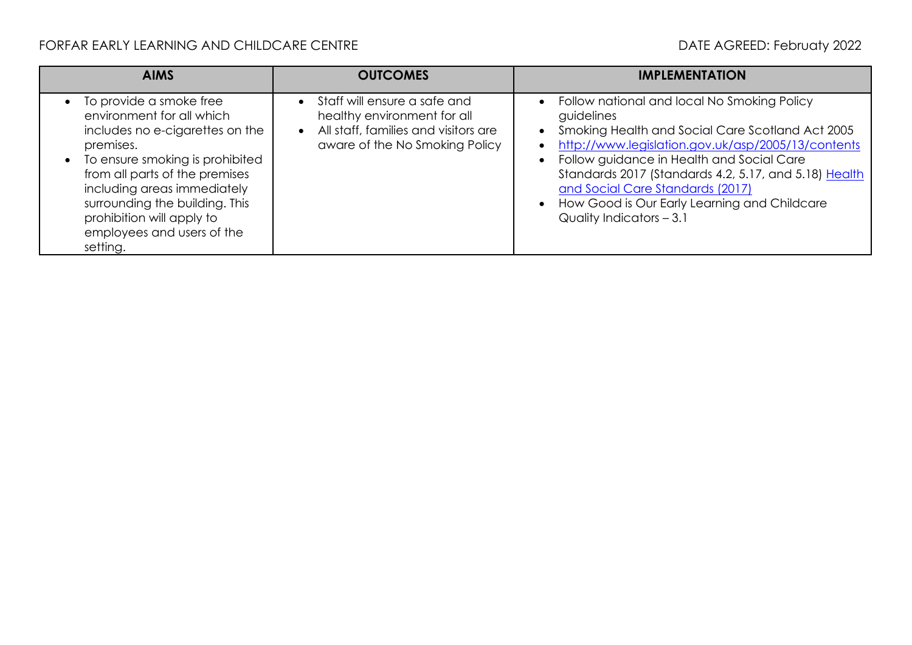FORFAR EARLY LEARNING AND CHILDCARE CENTRE DATE AGREED: Februaty 2022

| AIMS | OUTCOMES | IMPLEMENTATION |
| --- | --- | --- |
| • To provide a smoke free environment for all which includes no e-cigarettes on the premises.<br>• To ensure smoking is prohibited from all parts of the premises including areas immediately surrounding the building. This prohibition will apply to employees and users of the setting. | • Staff will ensure a safe and healthy environment for all<br>• All staff, families and visitors are aware of the No Smoking Policy | • Follow national and local No Smoking Policy guidelines<br>• Smoking Health and Social Care Scotland Act 2005<br>• http://www.legislation.gov.uk/asp/2005/13/contents<br>• Follow guidance in Health and Social Care Standards 2017 (Standards 4.2, 5.17, and 5.18) Health and Social Care Standards (2017)<br>• How Good is Our Early Learning and Childcare Quality Indicators – 3.1 |